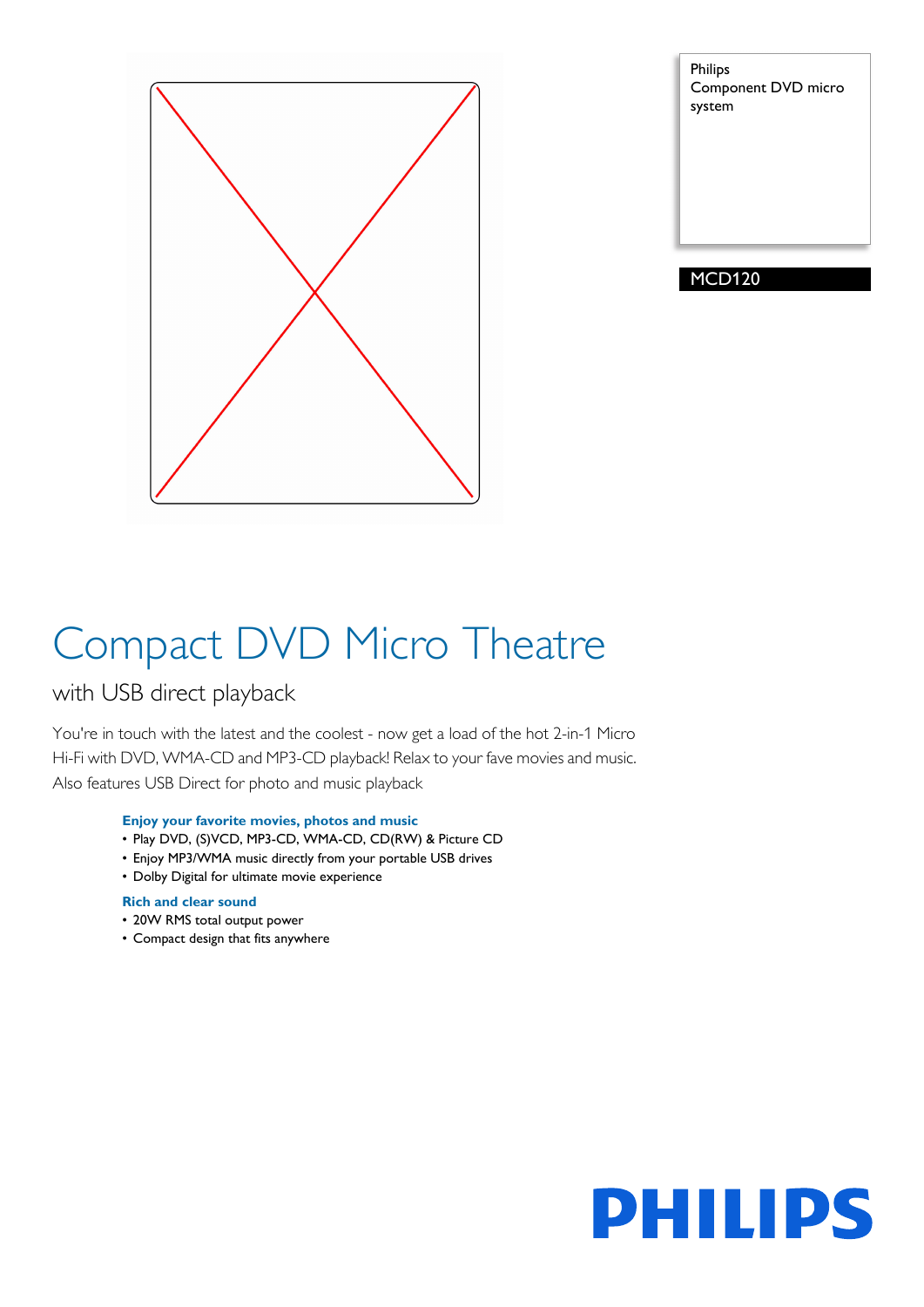Philips
Component DVD micro system

MCD120

# Compact DVD Micro Theatre

## with USB direct playback

You're in touch with the latest and the coolest - now get a load of the hot 2-in-1 Micro Hi-Fi with DVD, WMA-CD and MP3-CD playback! Relax to your fave movies and music. Also features USB Direct for photo and music playback

**Enjoy your favorite movies, photos and music**

- Play DVD, (S)VCD, MP3-CD, WMA-CD, CD(RW) & Picture CD
- Enjoy MP3/WMA music directly from your portable USB drives
- Dolby Digital for ultimate movie experience

**Rich and clear sound**

- 20W RMS total output power
- Compact design that fits anywhere

PHILIPS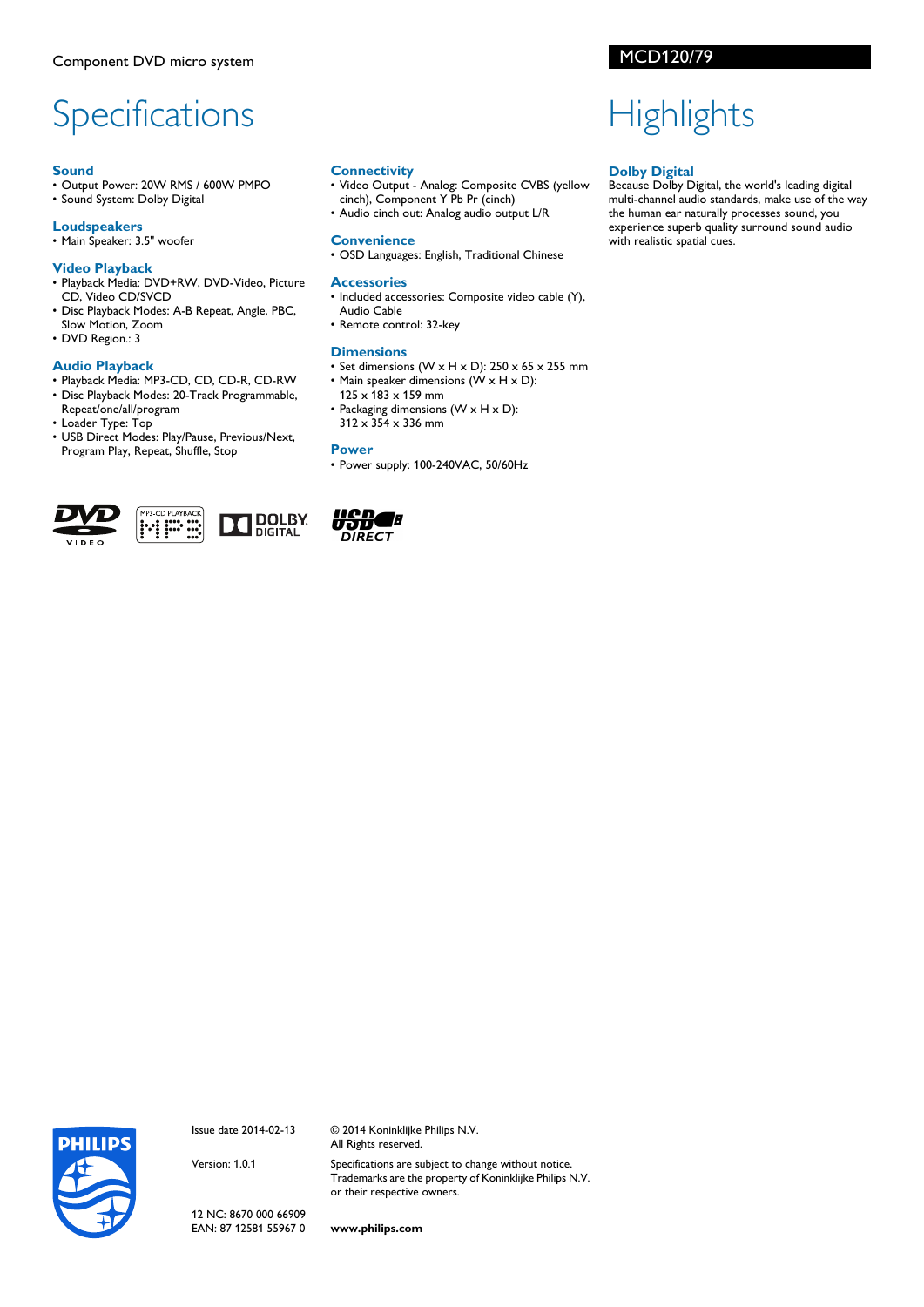Component DVD micro system

MCD120/79

# Specifications

## Sound

- Output Power: 20W RMS / 600W PMPO
- Sound System: Dolby Digital

## Loudspeakers

- Main Speaker: 3.5" woofer

## Video Playback

- Playback Media: DVD+RW, DVD-Video, Picture CD, Video CD/SVCD
- Disc Playback Modes: A-B Repeat, Angle, PBC, Slow Motion, Zoom
- DVD Region.: 3

## Audio Playback

- Playback Media: MP3-CD, CD, CD-R, CD-RW
- Disc Playback Modes: 20-Track Programmable, Repeat/one/all/program
- Loader Type: Top
- USB Direct Modes: Play/Pause, Previous/Next, Program Play, Repeat, Shuffle, Stop

## Connectivity

- Video Output - Analog: Composite CVBS (yellow cinch), Component Y Pb Pr (cinch)
- Audio cinch out: Analog audio output L/R

## Convenience

- OSD Languages: English, Traditional Chinese

## Accessories

- Included accessories: Composite video cable (Y), Audio Cable
- Remote control: 32-key

## Dimensions

- Set dimensions (W x H x D): 250 x 65 x 255 mm
- Main speaker dimensions (W x H x D): 125 x 183 x 159 mm
- Packaging dimensions (W x H x D): 312 x 354 x 336 mm

## Power

- Power supply: 100-240VAC, 50/60Hz

# Highlights

## Dolby Digital

Because Dolby Digital, the world's leading digital multi-channel audio standards, make use of the way the human ear naturally processes sound, you experience superb quality surround sound audio with realistic spatial cues.

Issue date 2014-02-13

Version: 1.0.1

12 NC: 8670 000 66909
EAN: 87 12581 55967 0

© 2014 Koninklijke Philips N.V.
All Rights reserved.

Specifications are subject to change without notice. Trademarks are the property of Koninklijke Philips N.V. or their respective owners.

**www.philips.com**